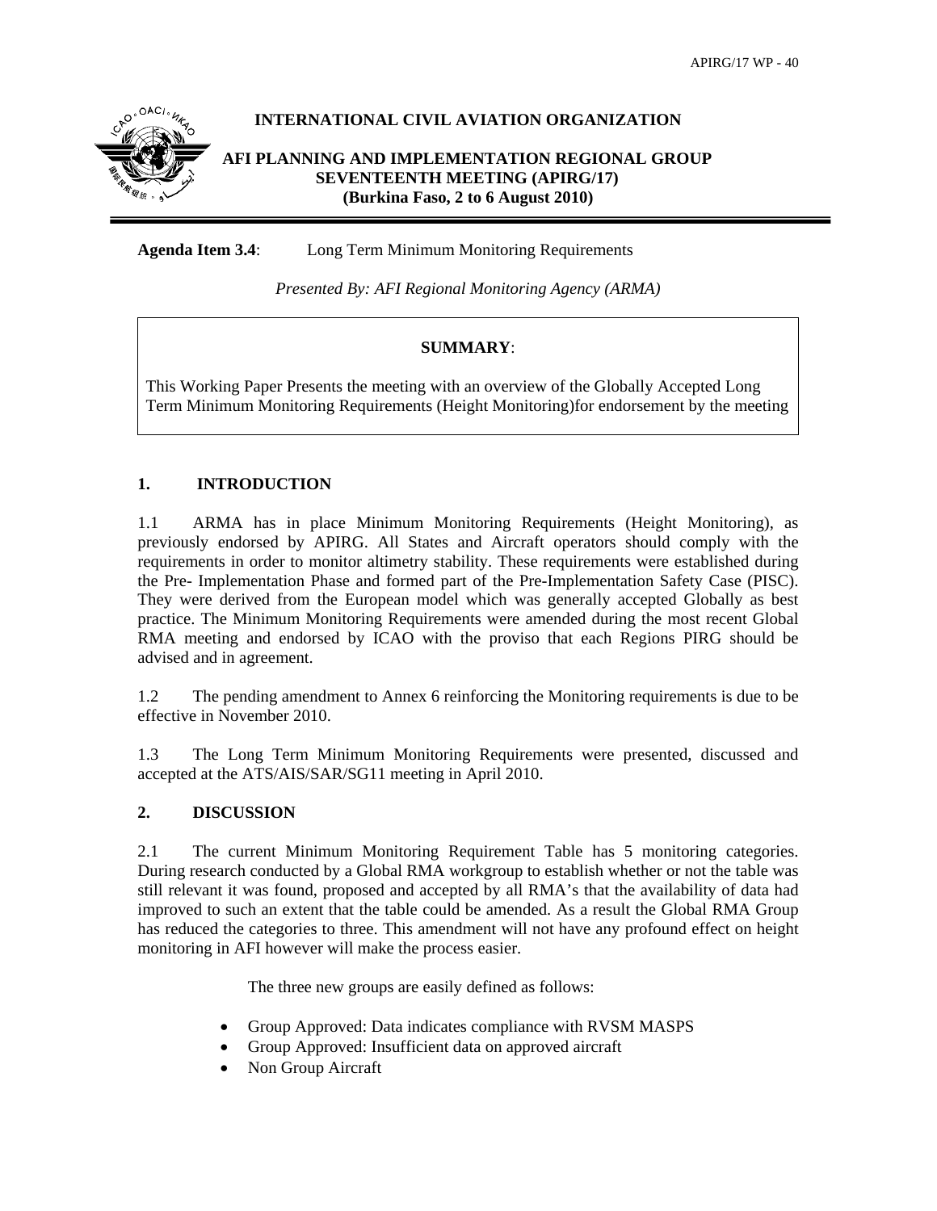**INTERNATIONAL CIVIL AVIATION ORGANIZATION**

**AFI PLANNING AND IMPLEMENTATION REGIONAL GROUP SEVENTEENTH MEETING (APIRG/17) (Burkina Faso, 2 to 6 August 2010)**

**Agenda Item 3.4**: Long Term Minimum Monitoring Requirements

*Presented By: AFI Regional Monitoring Agency (ARMA)*

**SUMMARY**:

This Working Paper Presents the meeting with an overview of the Globally Accepted Long Term Minimum Monitoring Requirements (Height Monitoring)for endorsement by the meeting

## 1. INTRODUCTION

1.1 ARMA has in place Minimum Monitoring Requirements (Height Monitoring), as previously endorsed by APIRG. All States and Aircraft operators should comply with the requirements in order to monitor altimetry stability. These requirements were established during the Pre- Implementation Phase and formed part of the Pre-Implementation Safety Case (PISC). They were derived from the European model which was generally accepted Globally as best practice. The Minimum Monitoring Requirements were amended during the most recent Global RMA meeting and endorsed by ICAO with the proviso that each Regions PIRG should be advised and in agreement.

1.2 The pending amendment to Annex 6 reinforcing the Monitoring requirements is due to be effective in November 2010.

1.3 The Long Term Minimum Monitoring Requirements were presented, discussed and accepted at the ATS/AIS/SAR/SG11 meeting in April 2010.

## 2. DISCUSSION

2.1 The current Minimum Monitoring Requirement Table has 5 monitoring categories. During research conducted by a Global RMA workgroup to establish whether or not the table was still relevant it was found, proposed and accepted by all RMA's that the availability of data had improved to such an extent that the table could be amended. As a result the Global RMA Group has reduced the categories to three. This amendment will not have any profound effect on height monitoring in AFI however will make the process easier.

The three new groups are easily defined as follows:

- Group Approved: Data indicates compliance with RVSM MASPS
- Group Approved: Insufficient data on approved aircraft
- Non Group Aircraft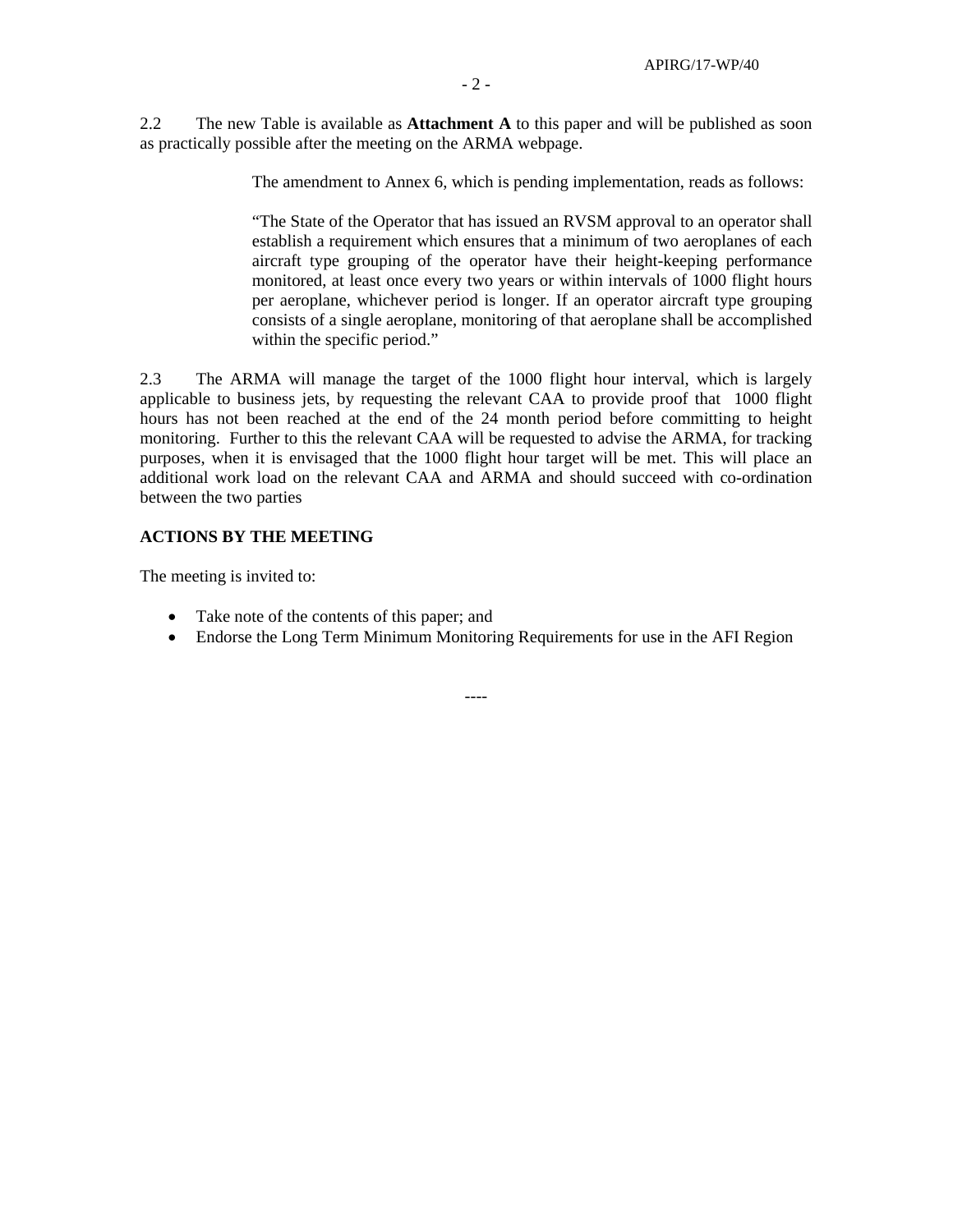2.2 The new Table is available as **Attachment A** to this paper and will be published as soon as practically possible after the meeting on the ARMA webpage.

> The amendment to Annex 6, which is pending implementation, reads as follows:
>
> "The State of the Operator that has issued an RVSM approval to an operator shall establish a requirement which ensures that a minimum of two aeroplanes of each aircraft type grouping of the operator have their height-keeping performance monitored, at least once every two years or within intervals of 1000 flight hours per aeroplane, whichever period is longer. If an operator aircraft type grouping consists of a single aeroplane, monitoring of that aeroplane shall be accomplished within the specific period."

2.3 The ARMA will manage the target of the 1000 flight hour interval, which is largely applicable to business jets, by requesting the relevant CAA to provide proof that 1000 flight hours has not been reached at the end of the 24 month period before committing to height monitoring. Further to this the relevant CAA will be requested to advise the ARMA, for tracking purposes, when it is envisaged that the 1000 flight hour target will be met. This will place an additional work load on the relevant CAA and ARMA and should succeed with co-ordination between the two parties

**ACTIONS BY THE MEETING**

The meeting is invited to:

- Take note of the contents of this paper; and
- Endorse the Long Term Minimum Monitoring Requirements for use in the AFI Region

----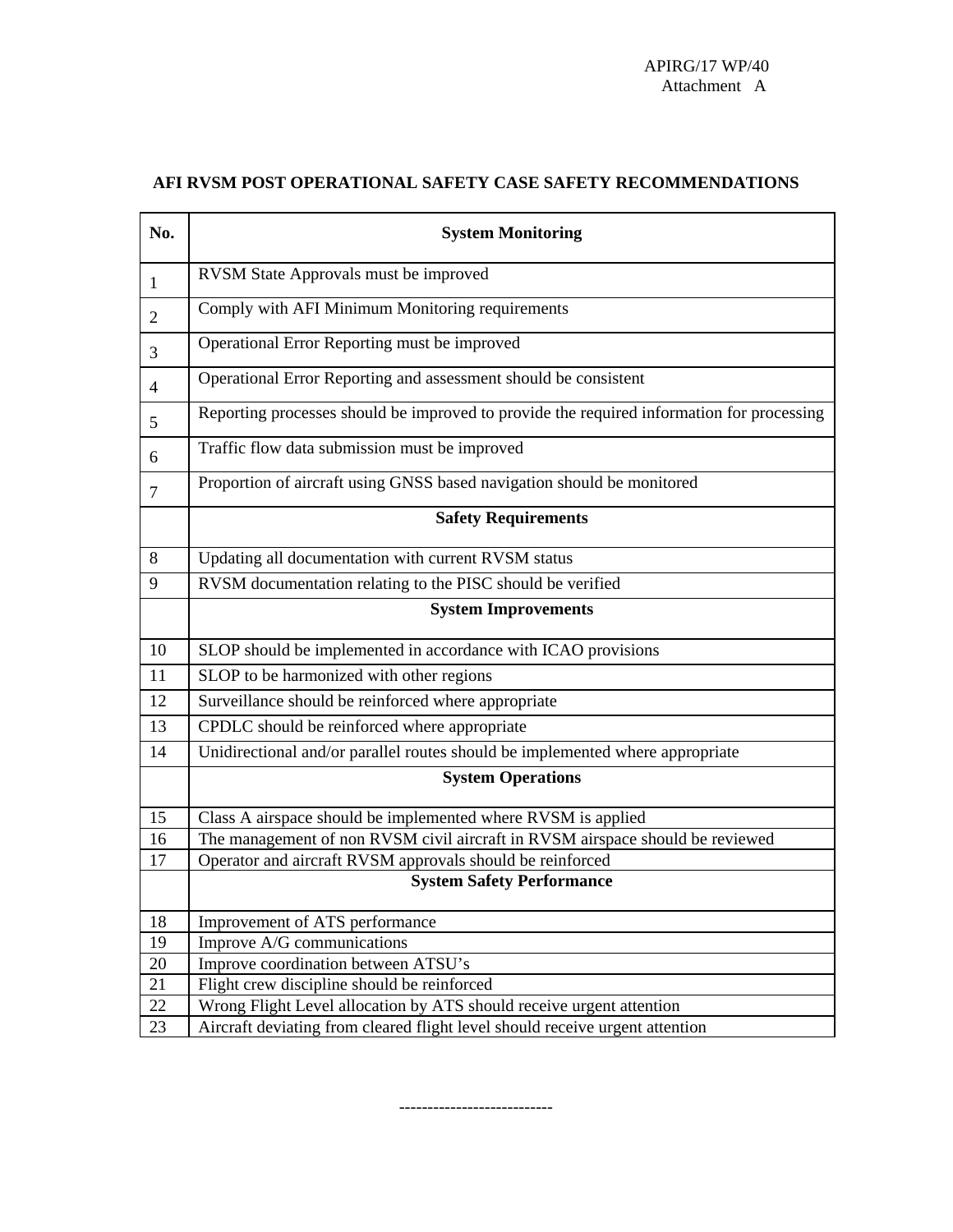APIRG/17 WP/40
Attachment A

## AFI RVSM POST OPERATIONAL SAFETY CASE SAFETY RECOMMENDATIONS

| No. | System Monitoring |
|---|---|
| 1 | RVSM State Approvals must be improved |
| 2 | Comply with AFI Minimum Monitoring requirements |
| 3 | Operational Error Reporting must be improved |
| 4 | Operational Error Reporting and assessment should be consistent |
| 5 | Reporting processes should be improved to provide the required information for processing |
| 6 | Traffic flow data submission must be improved |
| 7 | Proportion of aircraft using GNSS based navigation should be monitored |
| | **Safety Requirements** |
| 8 | Updating all documentation with current RVSM status |
| 9 | RVSM documentation relating to the PISC should be verified |
| | **System Improvements** |
| 10 | SLOP should be implemented in accordance with ICAO provisions |
| 11 | SLOP to be harmonized with other regions |
| 12 | Surveillance should be reinforced where appropriate |
| 13 | CPDLC should be reinforced where appropriate |
| 14 | Unidirectional and/or parallel routes should be implemented where appropriate |
| | **System Operations** |
| 15 | Class A airspace should be implemented where RVSM is applied |
| 16 | The management of non RVSM civil aircraft in RVSM airspace should be reviewed |
| 17 | Operator and aircraft RVSM approvals should be reinforced |
| | **System Safety Performance** |
| 18 | Improvement of ATS performance |
| 19 | Improve A/G communications |
| 20 | Improve coordination between ATSU's |
| 21 | Flight crew discipline should be reinforced |
| 22 | Wrong Flight Level allocation by ATS should receive urgent attention |
| 23 | Aircraft deviating from cleared flight level should receive urgent attention |

--------------------------